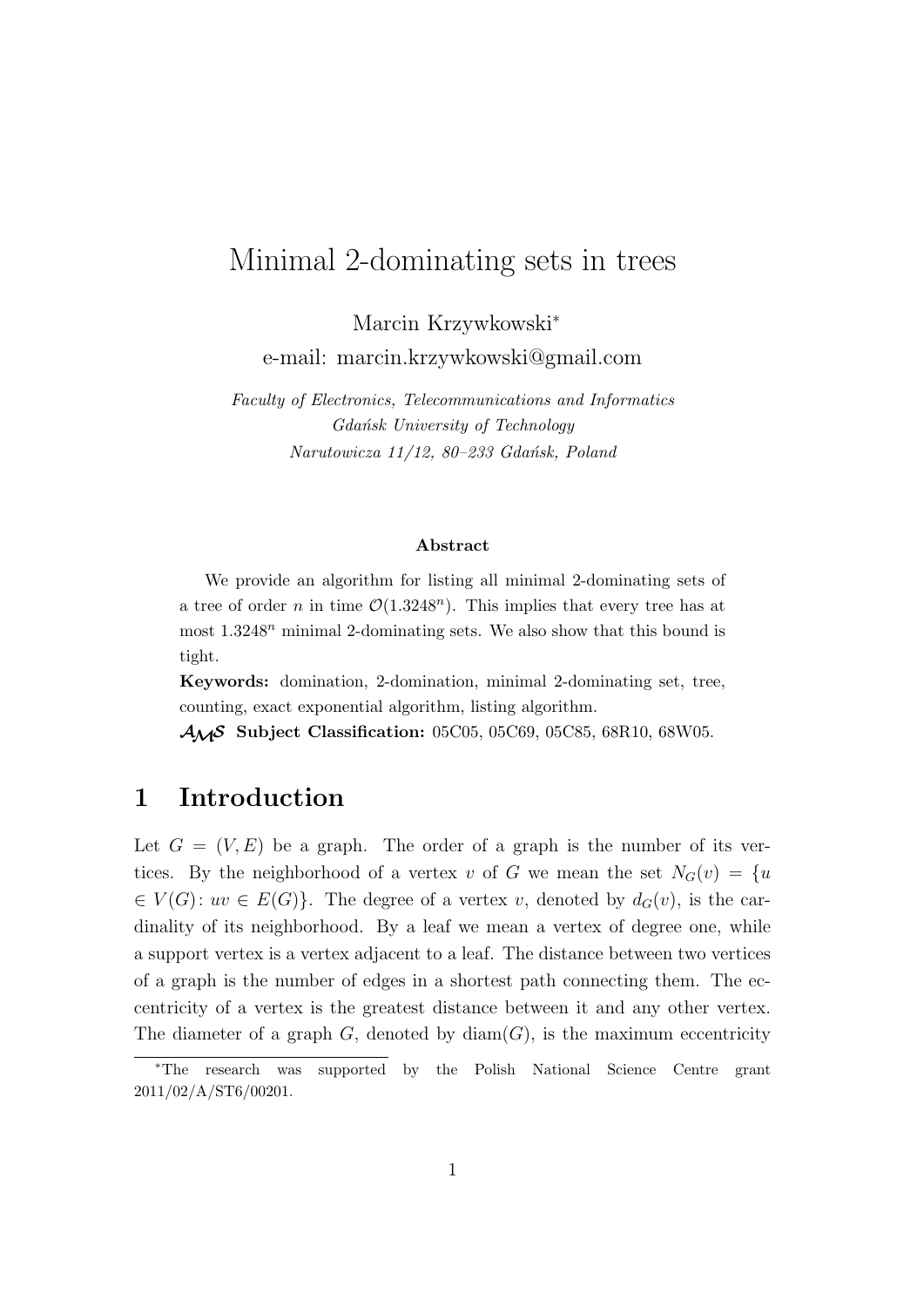# Minimal 2-dominating sets in trees

Marcin Krzywkowski*
e-mail: marcin.krzywkowski@gmail.com

*Faculty of Electronics, Telecommunications and Informatics*
*Gdańsk University of Technology*
*Narutowicza 11/12, 80–233 Gdańsk, Poland*

**Abstract**

We provide an algorithm for listing all minimal 2-dominating sets of a tree of order $n$ in time $\mathcal{O}(1.3248^n)$. This implies that every tree has at most $1.3248^n$ minimal 2-dominating sets. We also show that this bound is tight.

**Keywords:** domination, 2-domination, minimal 2-dominating set, tree, counting, exact exponential algorithm, listing algorithm.

**AMS Subject Classification:** 05C05, 05C69, 05C85, 68R10, 68W05.

## 1 Introduction

Let $G = (V, E)$ be a graph. The order of a graph is the number of its vertices. By the neighborhood of a vertex $v$ of $G$ we mean the set $N_G(v) = \{u \in V(G) : uv \in E(G)\}$. The degree of a vertex $v$, denoted by $d_G(v)$, is the cardinality of its neighborhood. By a leaf we mean a vertex of degree one, while a support vertex is a vertex adjacent to a leaf. The distance between two vertices of a graph is the number of edges in a shortest path connecting them. The eccentricity of a vertex is the greatest distance between it and any other vertex. The diameter of a graph $G$, denoted by $\text{diam}(G)$, is the maximum eccentricity

*The research was supported by the Polish National Science Centre grant 2011/02/A/ST6/00201.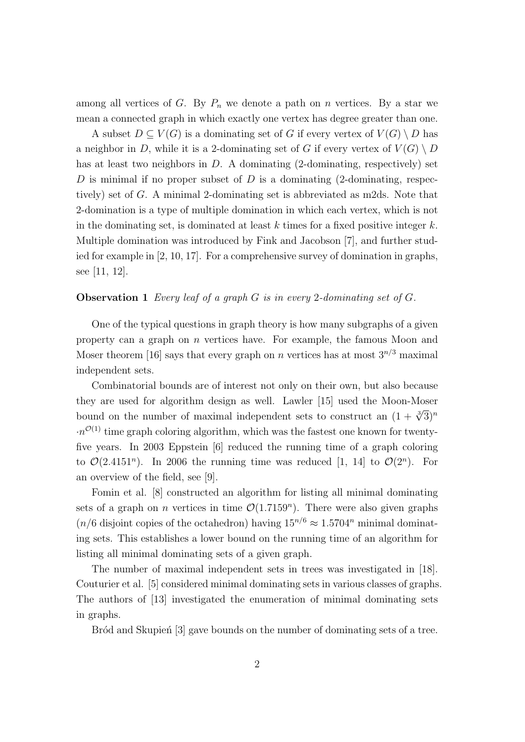among all vertices of $G$. By $P_n$ we denote a path on $n$ vertices. By a star we mean a connected graph in which exactly one vertex has degree greater than one.

A subset $D \subseteq V(G)$ is a dominating set of $G$ if every vertex of $V(G) \setminus D$ has a neighbor in $D$, while it is a 2-dominating set of $G$ if every vertex of $V(G) \setminus D$ has at least two neighbors in $D$. A dominating (2-dominating, respectively) set $D$ is minimal if no proper subset of $D$ is a dominating (2-dominating, respectively) set of $G$. A minimal 2-dominating set is abbreviated as m2ds. Note that 2-domination is a type of multiple domination in which each vertex, which is not in the dominating set, is dominated at least $k$ times for a fixed positive integer $k$. Multiple domination was introduced by Fink and Jacobson [7], and further studied for example in [2, 10, 17]. For a comprehensive survey of domination in graphs, see [11, 12].

**Observation 1** *Every leaf of a graph $G$ is in every 2-dominating set of $G$.*

One of the typical questions in graph theory is how many subgraphs of a given property can a graph on $n$ vertices have. For example, the famous Moon and Moser theorem [16] says that every graph on $n$ vertices has at most $3^{n/3}$ maximal independent sets.

Combinatorial bounds are of interest not only on their own, but also because they are used for algorithm design as well. Lawler [15] used the Moon-Moser bound on the number of maximal independent sets to construct an $(1 + \sqrt[3]{3})^n \cdot n^{\mathcal{O}(1)}$ time graph coloring algorithm, which was the fastest one known for twenty-five years. In 2003 Eppstein [6] reduced the running time of a graph coloring to $\mathcal{O}(2.4151^n)$. In 2006 the running time was reduced [1, 14] to $\mathcal{O}(2^n)$. For an overview of the field, see [9].

Fomin et al. [8] constructed an algorithm for listing all minimal dominating sets of a graph on $n$ vertices in time $\mathcal{O}(1.7159^n)$. There were also given graphs ($n/6$ disjoint copies of the octahedron) having $15^{n/6} \approx 1.5704^n$ minimal dominating sets. This establishes a lower bound on the running time of an algorithm for listing all minimal dominating sets of a given graph.

The number of maximal independent sets in trees was investigated in [18]. Couturier et al. [5] considered minimal dominating sets in various classes of graphs. The authors of [13] investigated the enumeration of minimal dominating sets in graphs.

Bród and Skupień [3] gave bounds on the number of dominating sets of a tree.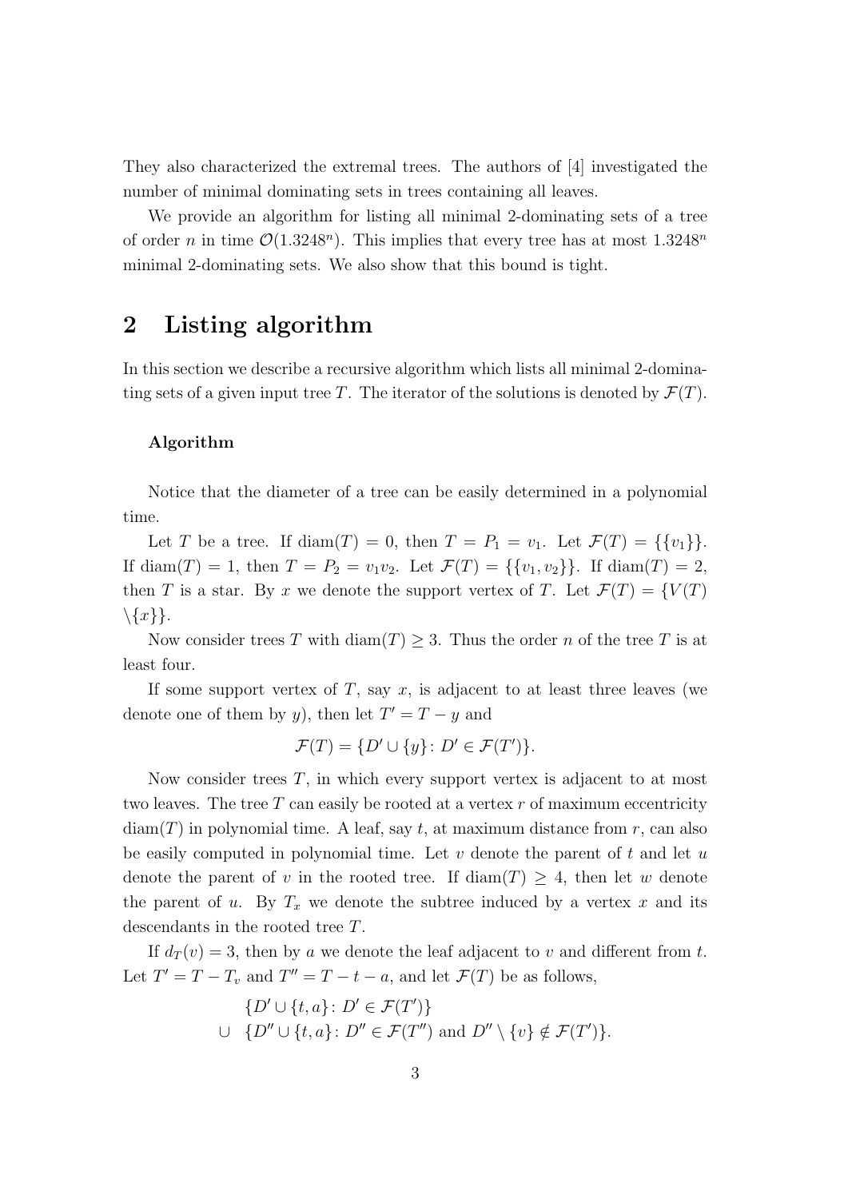They also characterized the extremal trees. The authors of [4] investigated the number of minimal dominating sets in trees containing all leaves.

We provide an algorithm for listing all minimal 2-dominating sets of a tree of order $n$ in time $\mathcal{O}(1.3248^n)$. This implies that every tree has at most $1.3248^n$ minimal 2-dominating sets. We also show that this bound is tight.

## 2 Listing algorithm

In this section we describe a recursive algorithm which lists all minimal 2-dominating sets of a given input tree $T$. The iterator of the solutions is denoted by $\mathcal{F}(T)$.

**Algorithm**

Notice that the diameter of a tree can be easily determined in a polynomial time.

Let $T$ be a tree. If $\mathrm{diam}(T) = 0$, then $T = P_1 = v_1$. Let $\mathcal{F}(T) = \{\{v_1\}\}$. If $\mathrm{diam}(T) = 1$, then $T = P_2 = v_1v_2$. Let $\mathcal{F}(T) = \{\{v_1, v_2\}\}$. If $\mathrm{diam}(T) = 2$, then $T$ is a star. By $x$ we denote the support vertex of $T$. Let $\mathcal{F}(T) = \{V(T) \setminus \{x\}\}$.

Now consider trees $T$ with $\mathrm{diam}(T) \geq 3$. Thus the order $n$ of the tree $T$ is at least four.

If some support vertex of $T$, say $x$, is adjacent to at least three leaves (we denote one of them by $y$), then let $T' = T - y$ and

$$\mathcal{F}(T) = \{D' \cup \{y\} \colon D' \in \mathcal{F}(T')\}.$$

Now consider trees $T$, in which every support vertex is adjacent to at most two leaves. The tree $T$ can easily be rooted at a vertex $r$ of maximum eccentricity $\mathrm{diam}(T)$ in polynomial time. A leaf, say $t$, at maximum distance from $r$, can also be easily computed in polynomial time. Let $v$ denote the parent of $t$ and let $u$ denote the parent of $v$ in the rooted tree. If $\mathrm{diam}(T) \geq 4$, then let $w$ denote the parent of $u$. By $T_x$ we denote the subtree induced by a vertex $x$ and its descendants in the rooted tree $T$.

If $d_T(v) = 3$, then by $a$ we denote the leaf adjacent to $v$ and different from $t$. Let $T' = T - T_v$ and $T'' = T - t - a$, and let $\mathcal{F}(T)$ be as follows,

$$\begin{aligned} & \{D' \cup \{t, a\} \colon D' \in \mathcal{F}(T')\} \\ \cup \quad & \{D'' \cup \{t, a\} \colon D'' \in \mathcal{F}(T'') \text{ and } D'' \setminus \{v\} \notin \mathcal{F}(T')\}. \end{aligned}$$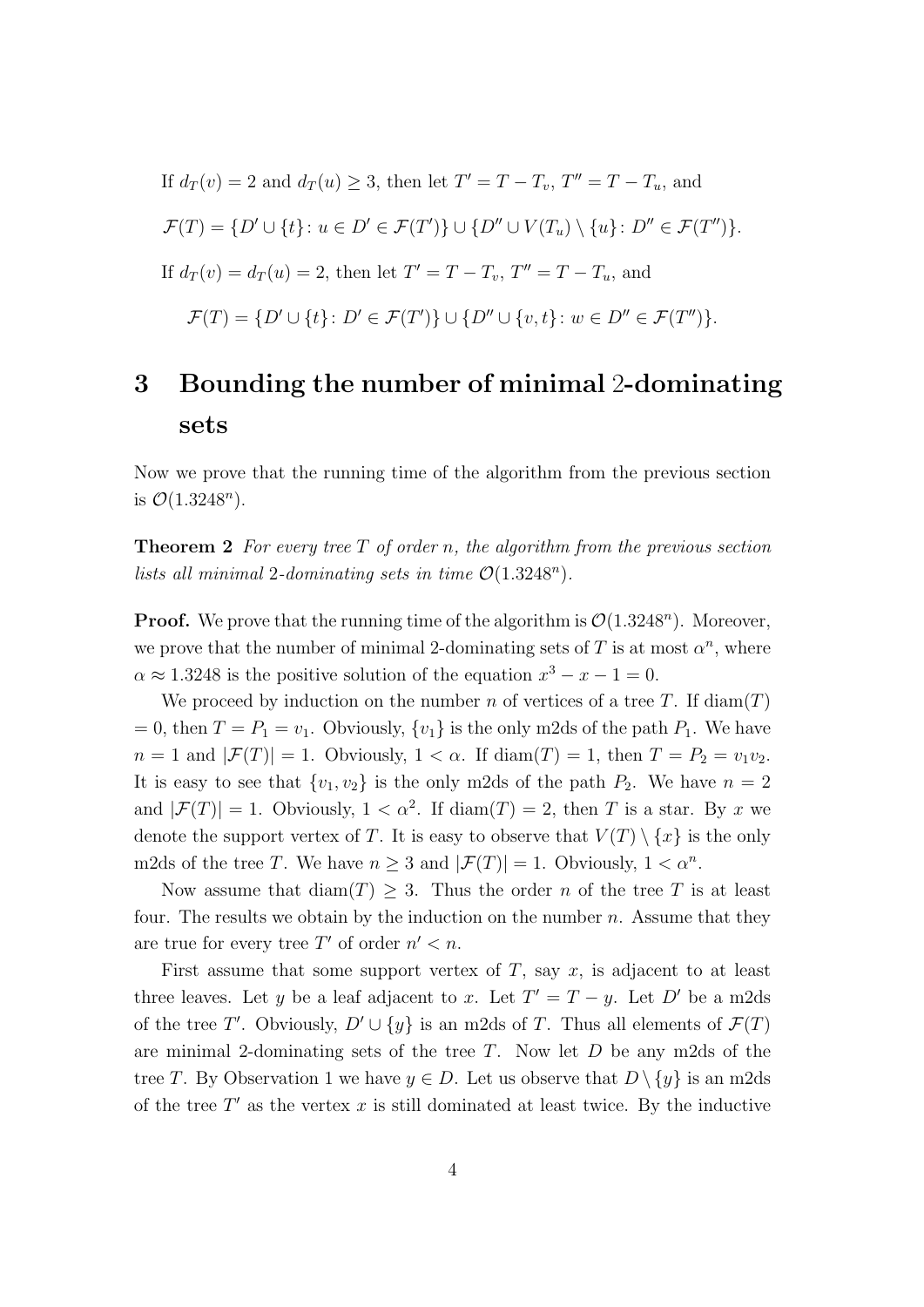If $d_T(v) = 2$ and $d_T(u) \geq 3$, then let $T' = T - T_v$, $T'' = T - T_u$, and

$$\mathcal{F}(T) = \{D' \cup \{t\} \colon u \in D' \in \mathcal{F}(T')\} \cup \{D'' \cup V(T_u) \setminus \{u\} \colon D'' \in \mathcal{F}(T'')\}.$$

If $d_T(v) = d_T(u) = 2$, then let $T' = T - T_v$, $T'' = T - T_u$, and

$$\mathcal{F}(T) = \{D' \cup \{t\} \colon D' \in \mathcal{F}(T')\} \cup \{D'' \cup \{v, t\} \colon w \in D'' \in \mathcal{F}(T'')\}.$$

# 3 Bounding the number of minimal 2-dominating sets

Now we prove that the running time of the algorithm from the previous section is $\mathcal{O}(1.3248^n)$.

**Theorem 2** *For every tree $T$ of order $n$, the algorithm from the previous section lists all minimal 2-dominating sets in time $\mathcal{O}(1.3248^n)$.*

**Proof.** We prove that the running time of the algorithm is $\mathcal{O}(1.3248^n)$. Moreover, we prove that the number of minimal 2-dominating sets of $T$ is at most $\alpha^n$, where $\alpha \approx 1.3248$ is the positive solution of the equation $x^3 - x - 1 = 0$.

We proceed by induction on the number $n$ of vertices of a tree $T$. If $\text{diam}(T) = 0$, then $T = P_1 = v_1$. Obviously, $\{v_1\}$ is the only m2ds of the path $P_1$. We have $n = 1$ and $|\mathcal{F}(T)| = 1$. Obviously, $1 < \alpha$. If $\text{diam}(T) = 1$, then $T = P_2 = v_1v_2$. It is easy to see that $\{v_1, v_2\}$ is the only m2ds of the path $P_2$. We have $n = 2$ and $|\mathcal{F}(T)| = 1$. Obviously, $1 < \alpha^2$. If $\text{diam}(T) = 2$, then $T$ is a star. By $x$ we denote the support vertex of $T$. It is easy to observe that $V(T) \setminus \{x\}$ is the only m2ds of the tree $T$. We have $n \geq 3$ and $|\mathcal{F}(T)| = 1$. Obviously, $1 < \alpha^n$.

Now assume that $\text{diam}(T) \geq 3$. Thus the order $n$ of the tree $T$ is at least four. The results we obtain by the induction on the number $n$. Assume that they are true for every tree $T'$ of order $n' < n$.

First assume that some support vertex of $T$, say $x$, is adjacent to at least three leaves. Let $y$ be a leaf adjacent to $x$. Let $T' = T - y$. Let $D'$ be a m2ds of the tree $T'$. Obviously, $D' \cup \{y\}$ is an m2ds of $T$. Thus all elements of $\mathcal{F}(T)$ are minimal 2-dominating sets of the tree $T$. Now let $D$ be any m2ds of the tree $T$. By Observation 1 we have $y \in D$. Let us observe that $D \setminus \{y\}$ is an m2ds of the tree $T'$ as the vertex $x$ is still dominated at least twice. By the inductive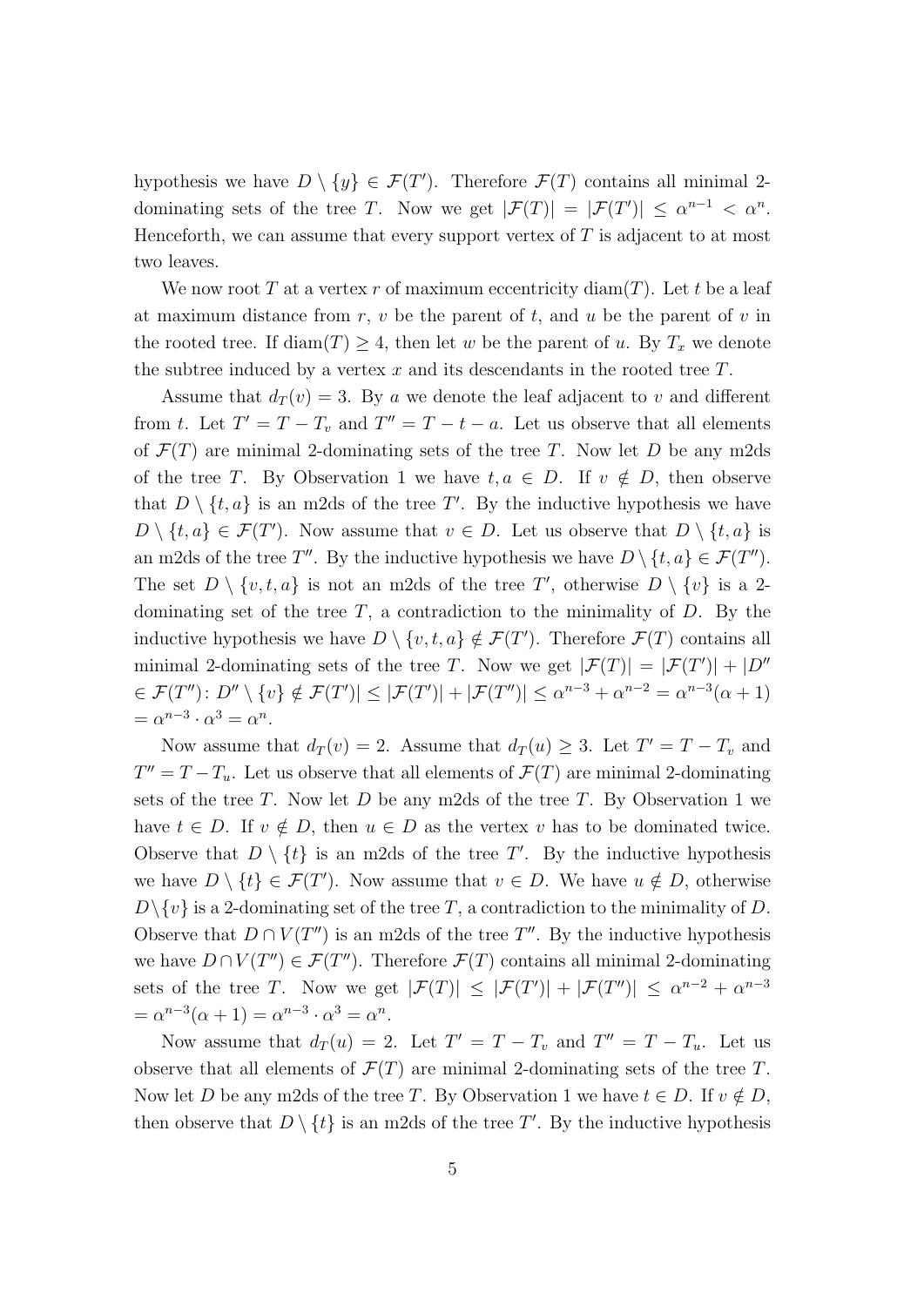hypothesis we have $D \setminus \{y\} \in \mathcal{F}(T')$. Therefore $\mathcal{F}(T)$ contains all minimal 2-dominating sets of the tree $T$. Now we get $|\mathcal{F}(T)| = |\mathcal{F}(T')| \leq \alpha^{n-1} < \alpha^n$. Henceforth, we can assume that every support vertex of $T$ is adjacent to at most two leaves.

We now root $T$ at a vertex $r$ of maximum eccentricity $\mathrm{diam}(T)$. Let $t$ be a leaf at maximum distance from $r$, $v$ be the parent of $t$, and $u$ be the parent of $v$ in the rooted tree. If $\mathrm{diam}(T) \geq 4$, then let $w$ be the parent of $u$. By $T_x$ we denote the subtree induced by a vertex $x$ and its descendants in the rooted tree $T$.

Assume that $d_T(v) = 3$. By $a$ we denote the leaf adjacent to $v$ and different from $t$. Let $T' = T - T_v$ and $T'' = T - t - a$. Let us observe that all elements of $\mathcal{F}(T)$ are minimal 2-dominating sets of the tree $T$. Now let $D$ be any m2ds of the tree $T$. By Observation 1 we have $t, a \in D$. If $v \notin D$, then observe that $D \setminus \{t, a\}$ is an m2ds of the tree $T'$. By the inductive hypothesis we have $D \setminus \{t, a\} \in \mathcal{F}(T')$. Now assume that $v \in D$. Let us observe that $D \setminus \{t, a\}$ is an m2ds of the tree $T''$. By the inductive hypothesis we have $D \setminus \{t, a\} \in \mathcal{F}(T'')$. The set $D \setminus \{v, t, a\}$ is not an m2ds of the tree $T'$, otherwise $D \setminus \{v\}$ is a 2-dominating set of the tree $T$, a contradiction to the minimality of $D$. By the inductive hypothesis we have $D \setminus \{v, t, a\} \notin \mathcal{F}(T')$. Therefore $\mathcal{F}(T)$ contains all minimal 2-dominating sets of the tree $T$. Now we get $|\mathcal{F}(T)| = |\mathcal{F}(T')| + |D'' \in \mathcal{F}(T'') \colon D'' \setminus \{v\} \notin \mathcal{F}(T')| \leq |\mathcal{F}(T')| + |\mathcal{F}(T'')| \leq \alpha^{n-3} + \alpha^{n-2} = \alpha^{n-3}(\alpha + 1) = \alpha^{n-3} \cdot \alpha^3 = \alpha^n$.

Now assume that $d_T(v) = 2$. Assume that $d_T(u) \geq 3$. Let $T' = T - T_v$ and $T'' = T - T_u$. Let us observe that all elements of $\mathcal{F}(T)$ are minimal 2-dominating sets of the tree $T$. Now let $D$ be any m2ds of the tree $T$. By Observation 1 we have $t \in D$. If $v \notin D$, then $u \in D$ as the vertex $v$ has to be dominated twice. Observe that $D \setminus \{t\}$ is an m2ds of the tree $T'$. By the inductive hypothesis we have $D \setminus \{t\} \in \mathcal{F}(T')$. Now assume that $v \in D$. We have $u \notin D$, otherwise $D \setminus \{v\}$ is a 2-dominating set of the tree $T$, a contradiction to the minimality of $D$. Observe that $D \cap V(T'')$ is an m2ds of the tree $T''$. By the inductive hypothesis we have $D \cap V(T'') \in \mathcal{F}(T'')$. Therefore $\mathcal{F}(T)$ contains all minimal 2-dominating sets of the tree $T$. Now we get $|\mathcal{F}(T)| \leq |\mathcal{F}(T')| + |\mathcal{F}(T'')| \leq \alpha^{n-2} + \alpha^{n-3} = \alpha^{n-3}(\alpha + 1) = \alpha^{n-3} \cdot \alpha^3 = \alpha^n$.

Now assume that $d_T(u) = 2$. Let $T' = T - T_v$ and $T'' = T - T_u$. Let us observe that all elements of $\mathcal{F}(T)$ are minimal 2-dominating sets of the tree $T$. Now let $D$ be any m2ds of the tree $T$. By Observation 1 we have $t \in D$. If $v \notin D$, then observe that $D \setminus \{t\}$ is an m2ds of the tree $T'$. By the inductive hypothesis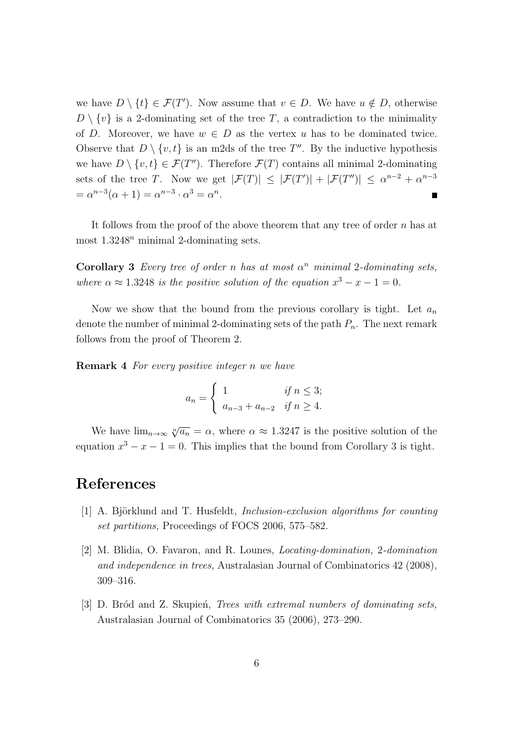we have $D \setminus \{t\} \in \mathcal{F}(T')$. Now assume that $v \in D$. We have $u \notin D$, otherwise $D \setminus \{v\}$ is a 2-dominating set of the tree $T$, a contradiction to the minimality of $D$. Moreover, we have $w \in D$ as the vertex $u$ has to be dominated twice. Observe that $D \setminus \{v, t\}$ is an m2ds of the tree $T''$. By the inductive hypothesis we have $D \setminus \{v, t\} \in \mathcal{F}(T'')$. Therefore $\mathcal{F}(T)$ contains all minimal 2-dominating sets of the tree $T$. Now we get $|\mathcal{F}(T)| \leq |\mathcal{F}(T')| + |\mathcal{F}(T'')| \leq \alpha^{n-2} + \alpha^{n-3} = \alpha^{n-3}(\alpha + 1) = \alpha^{n-3} \cdot \alpha^3 = \alpha^n$. ∎

It follows from the proof of the above theorem that any tree of order $n$ has at most $1.3248^n$ minimal 2-dominating sets.

**Corollary 3** *Every tree of order $n$ has at most $\alpha^n$ minimal 2-dominating sets, where $\alpha \approx 1.3248$ is the positive solution of the equation $x^3 - x - 1 = 0$.*

Now we show that the bound from the previous corollary is tight. Let $a_n$ denote the number of minimal 2-dominating sets of the path $P_n$. The next remark follows from the proof of Theorem 2.

**Remark 4** *For every positive integer $n$ we have*

$$a_n = \begin{cases} 1 & \text{if } n \leq 3; \\ a_{n-3} + a_{n-2} & \text{if } n \geq 4. \end{cases}$$

We have $\lim_{n\to\infty} \sqrt[n]{a_n} = \alpha$, where $\alpha \approx 1.3247$ is the positive solution of the equation $x^3 - x - 1 = 0$. This implies that the bound from Corollary 3 is tight.

# References

[1] A. Björklund and T. Husfeldt, *Inclusion-exclusion algorithms for counting set partitions,* Proceedings of FOCS 2006, 575–582.

[2] M. Blidia, O. Favaron, and R. Lounes, *Locating-domination, 2-domination and independence in trees,* Australasian Journal of Combinatorics 42 (2008), 309–316.

[3] D. Bród and Z. Skupień, *Trees with extremal numbers of dominating sets,* Australasian Journal of Combinatorics 35 (2006), 273–290.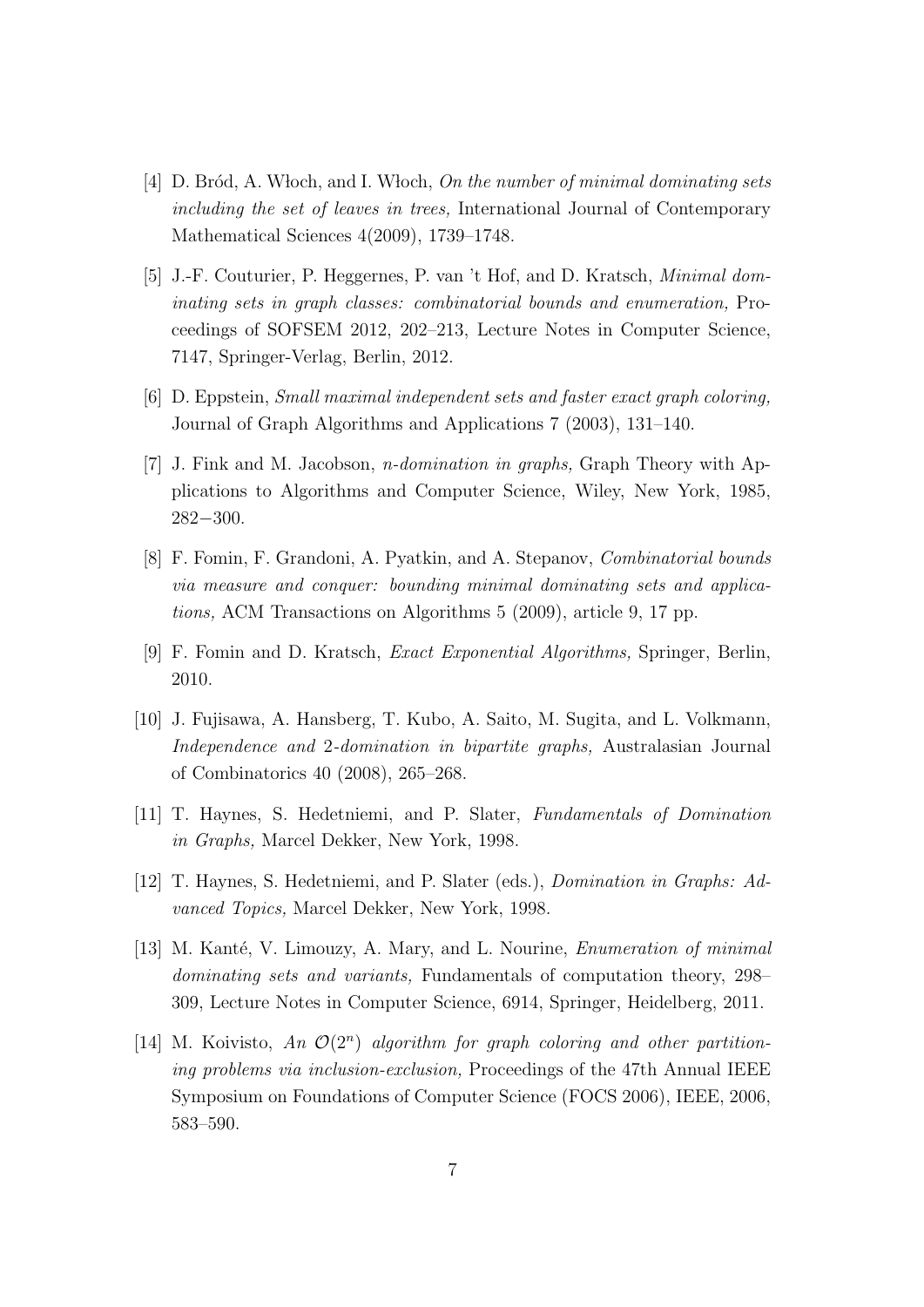[4] D. Bród, A. Włoch, and I. Włoch, *On the number of minimal dominating sets including the set of leaves in trees,* International Journal of Contemporary Mathematical Sciences 4(2009), 1739–1748.

[5] J.-F. Couturier, P. Heggernes, P. van 't Hof, and D. Kratsch, *Minimal dominating sets in graph classes: combinatorial bounds and enumeration,* Proceedings of SOFSEM 2012, 202–213, Lecture Notes in Computer Science, 7147, Springer-Verlag, Berlin, 2012.

[6] D. Eppstein, *Small maximal independent sets and faster exact graph coloring,* Journal of Graph Algorithms and Applications 7 (2003), 131–140.

[7] J. Fink and M. Jacobson, *n-domination in graphs,* Graph Theory with Applications to Algorithms and Computer Science, Wiley, New York, 1985, 282−300.

[8] F. Fomin, F. Grandoni, A. Pyatkin, and A. Stepanov, *Combinatorial bounds via measure and conquer: bounding minimal dominating sets and applications,* ACM Transactions on Algorithms 5 (2009), article 9, 17 pp.

[9] F. Fomin and D. Kratsch, *Exact Exponential Algorithms,* Springer, Berlin, 2010.

[10] J. Fujisawa, A. Hansberg, T. Kubo, A. Saito, M. Sugita, and L. Volkmann, *Independence and 2-domination in bipartite graphs,* Australasian Journal of Combinatorics 40 (2008), 265–268.

[11] T. Haynes, S. Hedetniemi, and P. Slater, *Fundamentals of Domination in Graphs,* Marcel Dekker, New York, 1998.

[12] T. Haynes, S. Hedetniemi, and P. Slater (eds.), *Domination in Graphs: Advanced Topics,* Marcel Dekker, New York, 1998.

[13] M. Kanté, V. Limouzy, A. Mary, and L. Nourine, *Enumeration of minimal dominating sets and variants,* Fundamentals of computation theory, 298–309, Lecture Notes in Computer Science, 6914, Springer, Heidelberg, 2011.

[14] M. Koivisto, *An $\mathcal{O}(2^n)$ algorithm for graph coloring and other partitioning problems via inclusion-exclusion,* Proceedings of the 47th Annual IEEE Symposium on Foundations of Computer Science (FOCS 2006), IEEE, 2006, 583–590.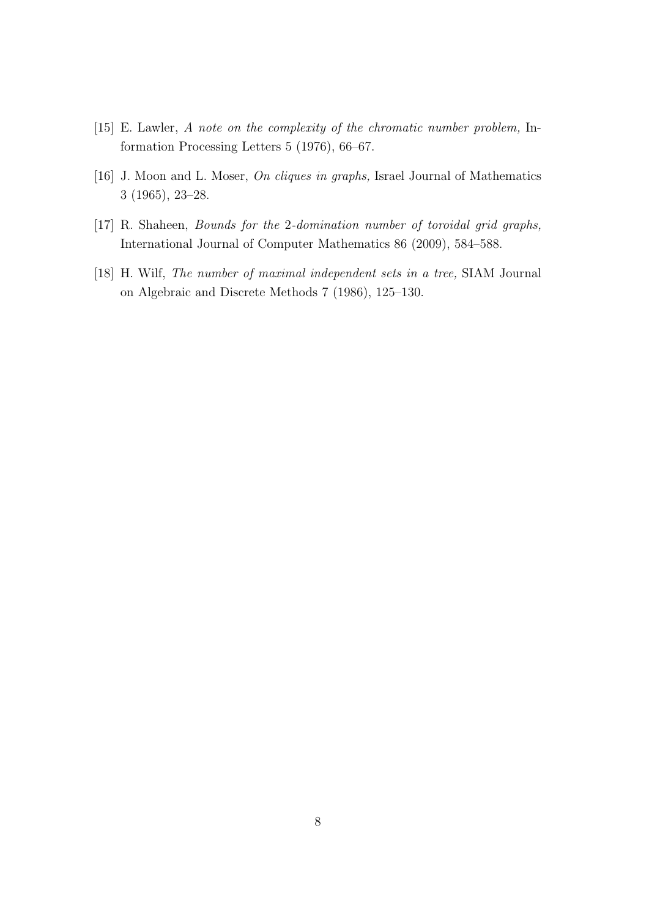[15] E. Lawler, *A note on the complexity of the chromatic number problem,* Information Processing Letters 5 (1976), 66–67.

[16] J. Moon and L. Moser, *On cliques in graphs,* Israel Journal of Mathematics 3 (1965), 23–28.

[17] R. Shaheen, *Bounds for the* 2*-domination number of toroidal grid graphs,* International Journal of Computer Mathematics 86 (2009), 584–588.

[18] H. Wilf, *The number of maximal independent sets in a tree,* SIAM Journal on Algebraic and Discrete Methods 7 (1986), 125–130.